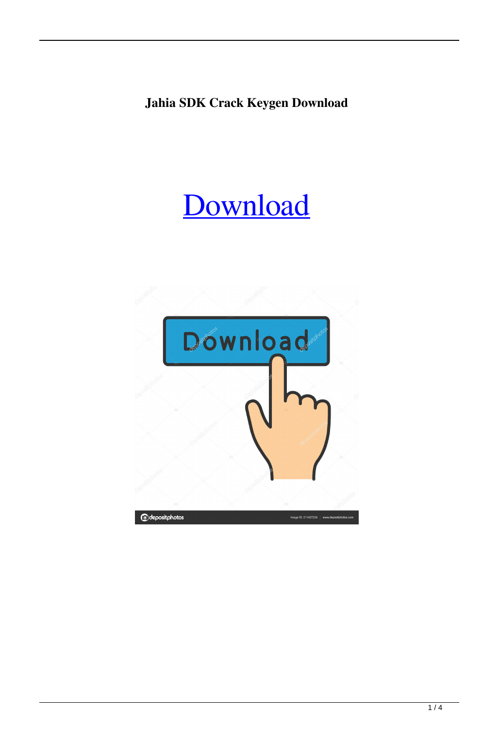**Jahia SDK Crack Keygen Download**

Download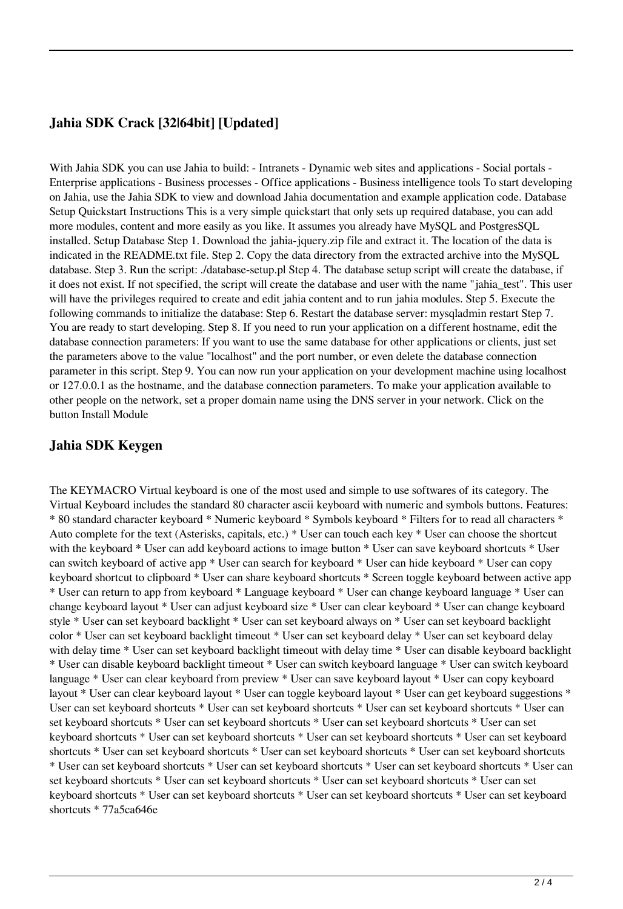## Jahia SDK Crack [32|64bit] [Updated]

With Jahia SDK you can use Jahia to build: - Intranets - Dynamic web sites and applications - Social portals - Enterprise applications - Business processes - Office applications - Business intelligence tools To start developing on Jahia, use the Jahia SDK to view and download Jahia documentation and example application code. Database Setup Quickstart Instructions This is a very simple quickstart that only sets up required database, you can add more modules, content and more easily as you like. It assumes you already have MySQL and PostgresSQL installed. Setup Database Step 1. Download the jahia-jquery.zip file and extract it. The location of the data is indicated in the README.txt file. Step 2. Copy the data directory from the extracted archive into the MySQL database. Step 3. Run the script: ./database-setup.pl Step 4. The database setup script will create the database, if it does not exist. If not specified, the script will create the database and user with the name "jahia_test". This user will have the privileges required to create and edit jahia content and to run jahia modules. Step 5. Execute the following commands to initialize the database: Step 6. Restart the database server: mysqladmin restart Step 7. You are ready to start developing. Step 8. If you need to run your application on a different hostname, edit the database connection parameters: If you want to use the same database for other applications or clients, just set the parameters above to the value "localhost" and the port number, or even delete the database connection parameter in this script. Step 9. You can now run your application on your development machine using localhost or 127.0.0.1 as the hostname, and the database connection parameters. To make your application available to other people on the network, set a proper domain name using the DNS server in your network. Click on the button Install Module

## Jahia SDK Keygen

The KEYMACRO Virtual keyboard is one of the most used and simple to use softwares of its category. The Virtual Keyboard includes the standard 80 character ascii keyboard with numeric and symbols buttons. Features: * 80 standard character keyboard * Numeric keyboard * Symbols keyboard * Filters for to read all characters * Auto complete for the text (Asterisks, capitals, etc.) * User can touch each key * User can choose the shortcut with the keyboard * User can add keyboard actions to image button * User can save keyboard shortcuts * User can switch keyboard of active app * User can search for keyboard * User can hide keyboard * User can copy keyboard shortcut to clipboard * User can share keyboard shortcuts * Screen toggle keyboard between active app * User can return to app from keyboard * Language keyboard * User can change keyboard language * User can change keyboard layout * User can adjust keyboard size * User can clear keyboard * User can change keyboard style * User can set keyboard backlight * User can set keyboard always on * User can set keyboard backlight color * User can set keyboard backlight timeout * User can set keyboard delay * User can set keyboard delay with delay time * User can set keyboard backlight timeout with delay time * User can disable keyboard backlight * User can disable keyboard backlight timeout * User can switch keyboard language * User can switch keyboard language * User can clear keyboard from preview * User can save keyboard layout * User can copy keyboard layout * User can clear keyboard layout * User can toggle keyboard layout * User can get keyboard suggestions * User can set keyboard shortcuts * User can set keyboard shortcuts * User can set keyboard shortcuts * User can set keyboard shortcuts * User can set keyboard shortcuts * User can set keyboard shortcuts * User can set keyboard shortcuts * User can set keyboard shortcuts * User can set keyboard shortcuts * User can set keyboard shortcuts * User can set keyboard shortcuts * User can set keyboard shortcuts * User can set keyboard shortcuts * User can set keyboard shortcuts * User can set keyboard shortcuts * User can set keyboard shortcuts * User can set keyboard shortcuts * User can set keyboard shortcuts * User can set keyboard shortcuts * User can set keyboard shortcuts * User can set keyboard shortcuts * User can set keyboard shortcuts * User can set keyboard shortcuts * User can set keyboard shortcuts * 77a5ca646e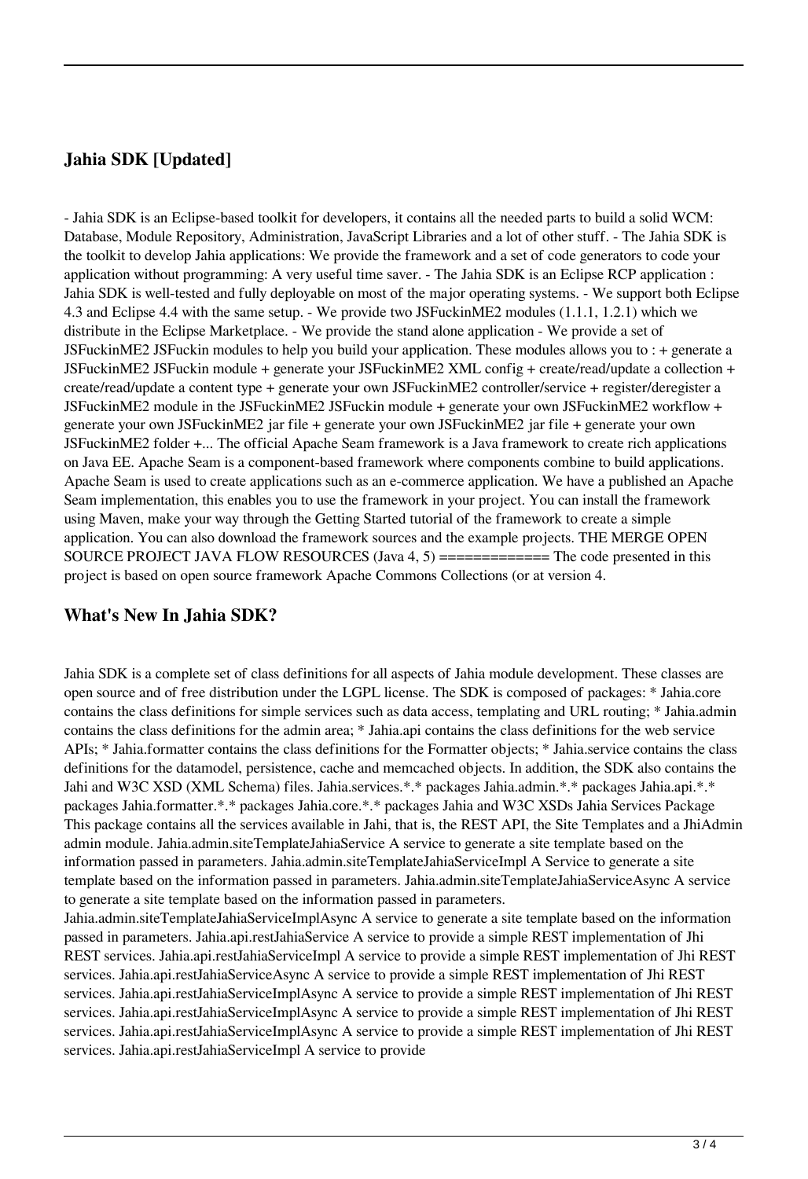## Jahia SDK [Updated]

- Jahia SDK is an Eclipse-based toolkit for developers, it contains all the needed parts to build a solid WCM: Database, Module Repository, Administration, JavaScript Libraries and a lot of other stuff. - The Jahia SDK is the toolkit to develop Jahia applications: We provide the framework and a set of code generators to code your application without programming: A very useful time saver. - The Jahia SDK is an Eclipse RCP application : Jahia SDK is well-tested and fully deployable on most of the major operating systems. - We support both Eclipse 4.3 and Eclipse 4.4 with the same setup. - We provide two JSFuckinME2 modules (1.1.1, 1.2.1) which we distribute in the Eclipse Marketplace. - We provide the stand alone application - We provide a set of JSFuckinME2 JSFuckin modules to help you build your application. These modules allows you to : + generate a JSFuckinME2 JSFuckin module + generate your JSFuckinME2 XML config + create/read/update a collection + create/read/update a content type + generate your own JSFuckinME2 controller/service + register/deregister a JSFuckinME2 module in the JSFuckinME2 JSFuckin module + generate your own JSFuckinME2 workflow + generate your own JSFuckinME2 jar file + generate your own JSFuckinME2 jar file + generate your own JSFuckinME2 folder +... The official Apache Seam framework is a Java framework to create rich applications on Java EE. Apache Seam is a component-based framework where components combine to build applications. Apache Seam is used to create applications such as an e-commerce application. We have a published an Apache Seam implementation, this enables you to use the framework in your project. You can install the framework using Maven, make your way through the Getting Started tutorial of the framework to create a simple application. You can also download the framework sources and the example projects. THE MERGE OPEN SOURCE PROJECT JAVA FLOW RESOURCES (Java 4, 5) ============= The code presented in this project is based on open source framework Apache Commons Collections (or at version 4.

## What's New In Jahia SDK?

Jahia SDK is a complete set of class definitions for all aspects of Jahia module development. These classes are open source and of free distribution under the LGPL license. The SDK is composed of packages: * Jahia.core contains the class definitions for simple services such as data access, templating and URL routing; * Jahia.admin contains the class definitions for the admin area; * Jahia.api contains the class definitions for the web service APIs; * Jahia.formatter contains the class definitions for the Formatter objects; * Jahia.service contains the class definitions for the datamodel, persistence, cache and memcached objects. In addition, the SDK also contains the Jahi and W3C XSD (XML Schema) files. Jahia.services.*.* packages Jahia.admin.*.* packages Jahia.api.*.* packages Jahia.formatter.*.* packages Jahia.core.*.* packages Jahia and W3C XSDs Jahia Services Package This package contains all the services available in Jahi, that is, the REST API, the Site Templates and a JhiAdmin admin module. Jahia.admin.siteTemplateJahiaService A service to generate a site template based on the information passed in parameters. Jahia.admin.siteTemplateJahiaServiceImpl A Service to generate a site template based on the information passed in parameters. Jahia.admin.siteTemplateJahiaServiceAsync A service to generate a site template based on the information passed in parameters. Jahia.admin.siteTemplateJahiaServiceImplAsync A service to generate a site template based on the information passed in parameters. Jahia.api.restJahiaService A service to provide a simple REST implementation of Jhi REST services. Jahia.api.restJahiaServiceImpl A service to provide a simple REST implementation of Jhi REST services. Jahia.api.restJahiaServiceAsync A service to provide a simple REST implementation of Jhi REST services. Jahia.api.restJahiaServiceImplAsync A service to provide a simple REST implementation of Jhi REST services. Jahia.api.restJahiaServiceImplAsync A service to provide a simple REST implementation of Jhi REST services. Jahia.api.restJahiaServiceImplAsync A service to provide a simple REST implementation of Jhi REST services. Jahia.api.restJahiaServiceImpl A service to provide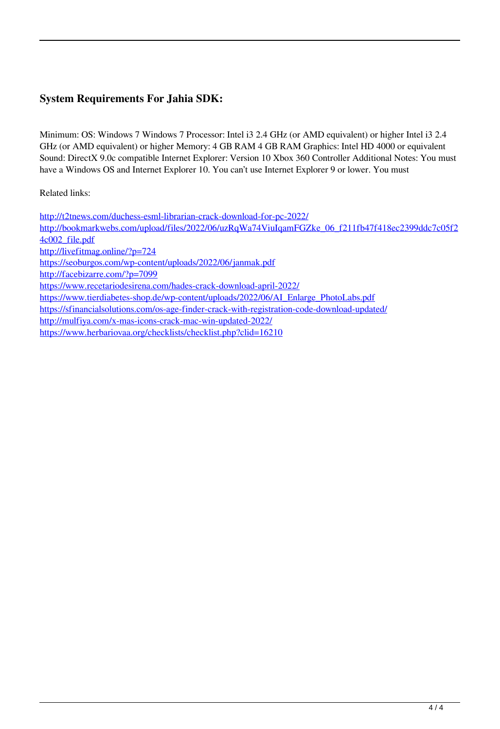### System Requirements For Jahia SDK:

Minimum: OS: Windows 7 Windows 7 Processor: Intel i3 2.4 GHz (or AMD equivalent) or higher Intel i3 2.4 GHz (or AMD equivalent) or higher Memory: 4 GB RAM 4 GB RAM Graphics: Intel HD 4000 or equivalent Sound: DirectX 9.0c compatible Internet Explorer: Version 10 Xbox 360 Controller Additional Notes: You must have a Windows OS and Internet Explorer 10. You can't use Internet Explorer 9 or lower. You must

Related links:

http://t2tnews.com/duchess-esml-librarian-crack-download-for-pc-2022/
http://bookmarkwebs.com/upload/files/2022/06/uzRqWa74ViuIqamFGZke_06_f211fb47f418ec2399ddc7c05f24c002_file.pdf
http://livefitmag.online/?p=724
https://seoburgos.com/wp-content/uploads/2022/06/janmak.pdf
http://facebizarre.com/?p=7099
https://www.recetariodesirena.com/hades-crack-download-april-2022/
https://www.tierdiabetes-shop.de/wp-content/uploads/2022/06/AI_Enlarge_PhotoLabs.pdf
https://sfinancialsolutions.com/os-age-finder-crack-with-registration-code-download-updated/
http://mulfiya.com/x-mas-icons-crack-mac-win-updated-2022/
https://www.herbariovaa.org/checklists/checklist.php?clid=16210